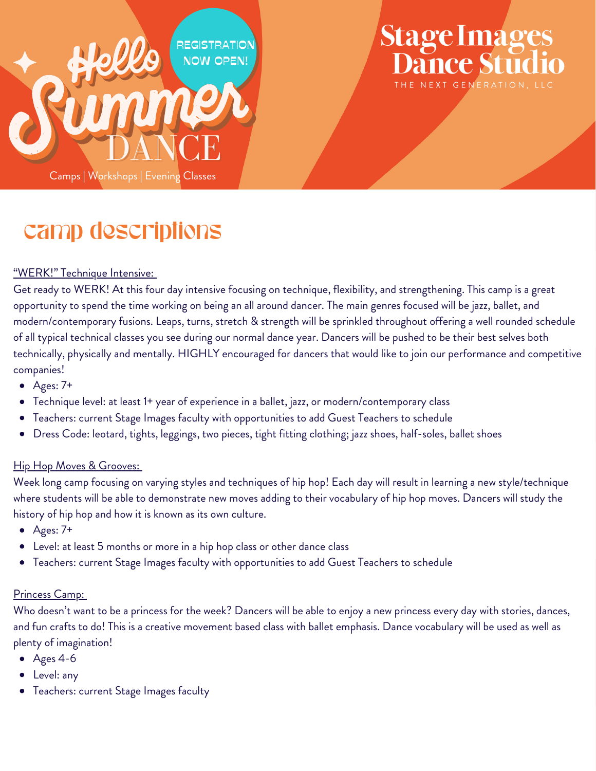# Hello Summer DANCE

REGISTRATION NOW OPEN!

Camps | Workshops | Evening Classes

# Stage Images Dance Studio

THE NEXT GENERATION, LLC

## camp descriptions

"WERK!" Technique Intensive:

Get ready to WERK! At this four day intensive focusing on technique, flexibility, and strengthening. This camp is a great opportunity to spend the time working on being an all around dancer. The main genres focused will be jazz, ballet, and modern/contemporary fusions. Leaps, turns, stretch & strength will be sprinkled throughout offering a well rounded schedule of all typical technical classes you see during our normal dance year. Dancers will be pushed to be their best selves both technically, physically and mentally. HIGHLY encouraged for dancers that would like to join our performance and competitive companies!

- Ages: 7+
- Technique level: at least 1+ year of experience in a ballet, jazz, or modern/contemporary class
- Teachers: current Stage Images faculty with opportunities to add Guest Teachers to schedule
- Dress Code: leotard, tights, leggings, two pieces, tight fitting clothing; jazz shoes, half-soles, ballet shoes

Hip Hop Moves & Grooves:

Week long camp focusing on varying styles and techniques of hip hop! Each day will result in learning a new style/technique where students will be able to demonstrate new moves adding to their vocabulary of hip hop moves. Dancers will study the history of hip hop and how it is known as its own culture.

- Ages: 7+
- Level: at least 5 months or more in a hip hop class or other dance class
- Teachers: current Stage Images faculty with opportunities to add Guest Teachers to schedule

Princess Camp:

Who doesn't want to be a princess for the week? Dancers will be able to enjoy a new princess every day with stories, dances, and fun crafts to do! This is a creative movement based class with ballet emphasis. Dance vocabulary will be used as well as plenty of imagination!

- Ages 4-6
- Level: any
- Teachers: current Stage Images faculty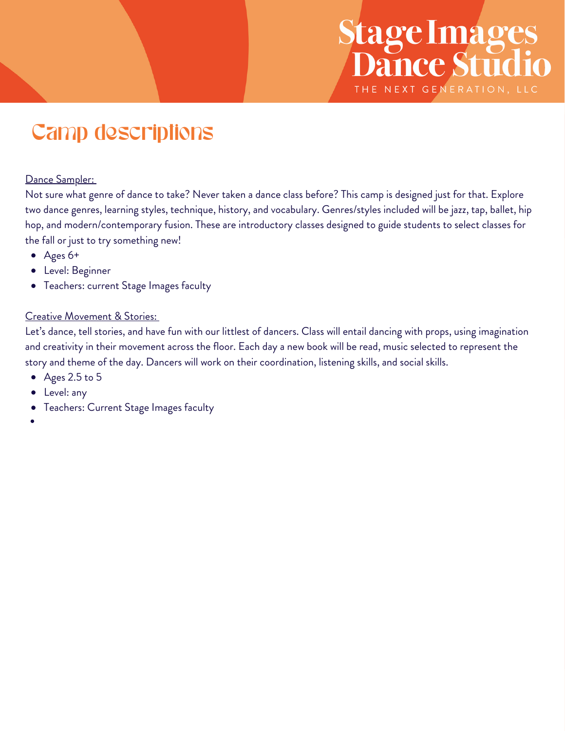# Stage Images Dance Studio

THE NEXT GENERATION, LLC

## Camp descriptions

Dance Sampler:

Not sure what genre of dance to take? Never taken a dance class before? This camp is designed just for that. Explore two dance genres, learning styles, technique, history, and vocabulary. Genres/styles included will be jazz, tap, ballet, hip hop, and modern/contemporary fusion. These are introductory classes designed to guide students to select classes for the fall or just to try something new!

- Ages 6+
- Level: Beginner
- Teachers: current Stage Images faculty

Creative Movement & Stories:

Let's dance, tell stories, and have fun with our littlest of dancers. Class will entail dancing with props, using imagination and creativity in their movement across the floor. Each day a new book will be read, music selected to represent the story and theme of the day. Dancers will work on their coordination, listening skills, and social skills.

- Ages 2.5 to 5
- Level: any
- Teachers: Current Stage Images faculty